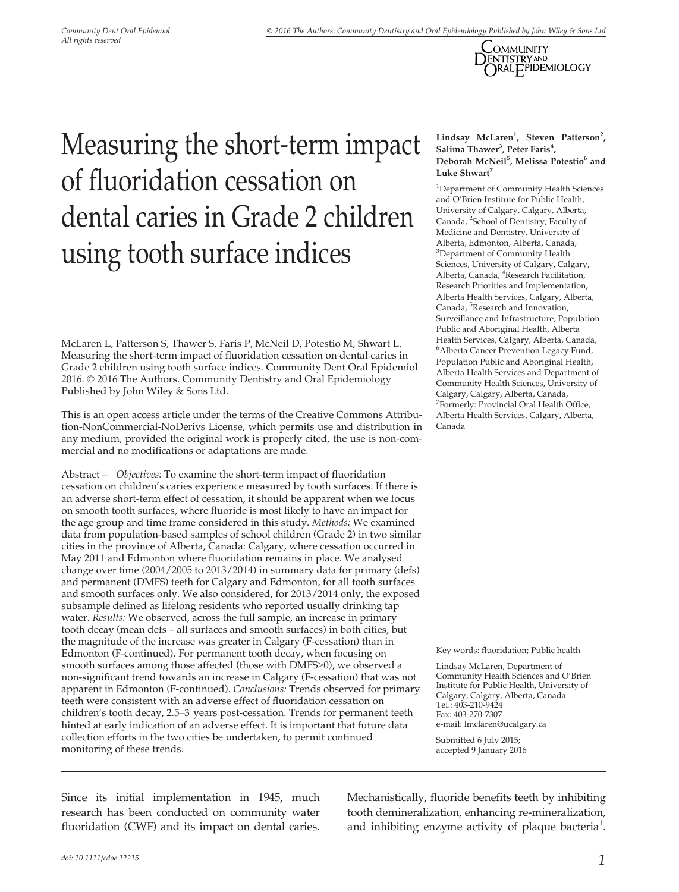# Measuring the short-term impact of fluoridation cessation on dental caries in Grade 2 children using tooth surface indices

**Lindsay McLaren[1], Steven Patterson[2], Salima Thawer[3], Peter Faris[4], Deborah McNeil[5], Melissa Potestio[6] and Luke Shwart[7]**

[1]Department of Community Health Sciences and O'Brien Institute for Public Health, University of Calgary, Calgary, Alberta, Canada, [2]School of Dentistry, Faculty of Medicine and Dentistry, University of Alberta, Edmonton, Alberta, Canada, [3]Department of Community Health Sciences, University of Calgary, Calgary, Alberta, Canada, [4]Research Facilitation, Research Priorities and Implementation, Alberta Health Services, Calgary, Alberta, Canada, [5]Research and Innovation, Surveillance and Infrastructure, Population Public and Aboriginal Health, Alberta Health Services, Calgary, Alberta, Canada, [6]Alberta Cancer Prevention Legacy Fund, Population Public and Aboriginal Health, Alberta Health Services and Department of Community Health Sciences, University of Calgary, Calgary, Alberta, Canada, [7]Formerly: Provincial Oral Health Office, Alberta Health Services, Calgary, Alberta, Canada

McLaren L, Patterson S, Thawer S, Faris P, McNeil D, Potestio M, Shwart L. Measuring the short-term impact of fluoridation cessation on dental caries in Grade 2 children using tooth surface indices. Community Dent Oral Epidemiol 2016. © 2016 The Authors. Community Dentistry and Oral Epidemiology Published by John Wiley & Sons Ltd.

This is an open access article under the terms of the Creative Commons Attribution-NonCommercial-NoDerivs License, which permits use and distribution in any medium, provided the original work is properly cited, the use is non-commercial and no modifications or adaptations are made.

Abstract – *Objectives:* To examine the short-term impact of fluoridation cessation on children's caries experience measured by tooth surfaces. If there is an adverse short-term effect of cessation, it should be apparent when we focus on smooth tooth surfaces, where fluoride is most likely to have an impact for the age group and time frame considered in this study. *Methods:* We examined data from population-based samples of school children (Grade 2) in two similar cities in the province of Alberta, Canada: Calgary, where cessation occurred in May 2011 and Edmonton where fluoridation remains in place. We analysed change over time (2004/2005 to 2013/2014) in summary data for primary (defs) and permanent (DMFS) teeth for Calgary and Edmonton, for all tooth surfaces and smooth surfaces only. We also considered, for 2013/2014 only, the exposed subsample defined as lifelong residents who reported usually drinking tap water. *Results:* We observed, across the full sample, an increase in primary tooth decay (mean defs – all surfaces and smooth surfaces) in both cities, but the magnitude of the increase was greater in Calgary (F-cessation) than in Edmonton (F-continued). For permanent tooth decay, when focusing on smooth surfaces among those affected (those with DMFS>0), we observed a non-significant trend towards an increase in Calgary (F-cessation) that was not apparent in Edmonton (F-continued). *Conclusions:* Trends observed for primary teeth were consistent with an adverse effect of fluoridation cessation on children's tooth decay, 2.5–3 years post-cessation. Trends for permanent teeth hinted at early indication of an adverse effect. It is important that future data collection efforts in the two cities be undertaken, to permit continued monitoring of these trends.

Key words: fluoridation; Public health

Lindsay McLaren, Department of Community Health Sciences and O'Brien Institute for Public Health, University of Calgary, Calgary, Alberta, Canada
Tel.: 403-210-9424
Fax: 403-270-7307
e-mail: lmclaren@ucalgary.ca

Submitted 6 July 2015;
accepted 9 January 2016

Since its initial implementation in 1945, much research has been conducted on community water fluoridation (CWF) and its impact on dental caries. Mechanistically, fluoride benefits teeth by inhibiting tooth demineralization, enhancing re-mineralization, and inhibiting enzyme activity of plaque bacteria[1].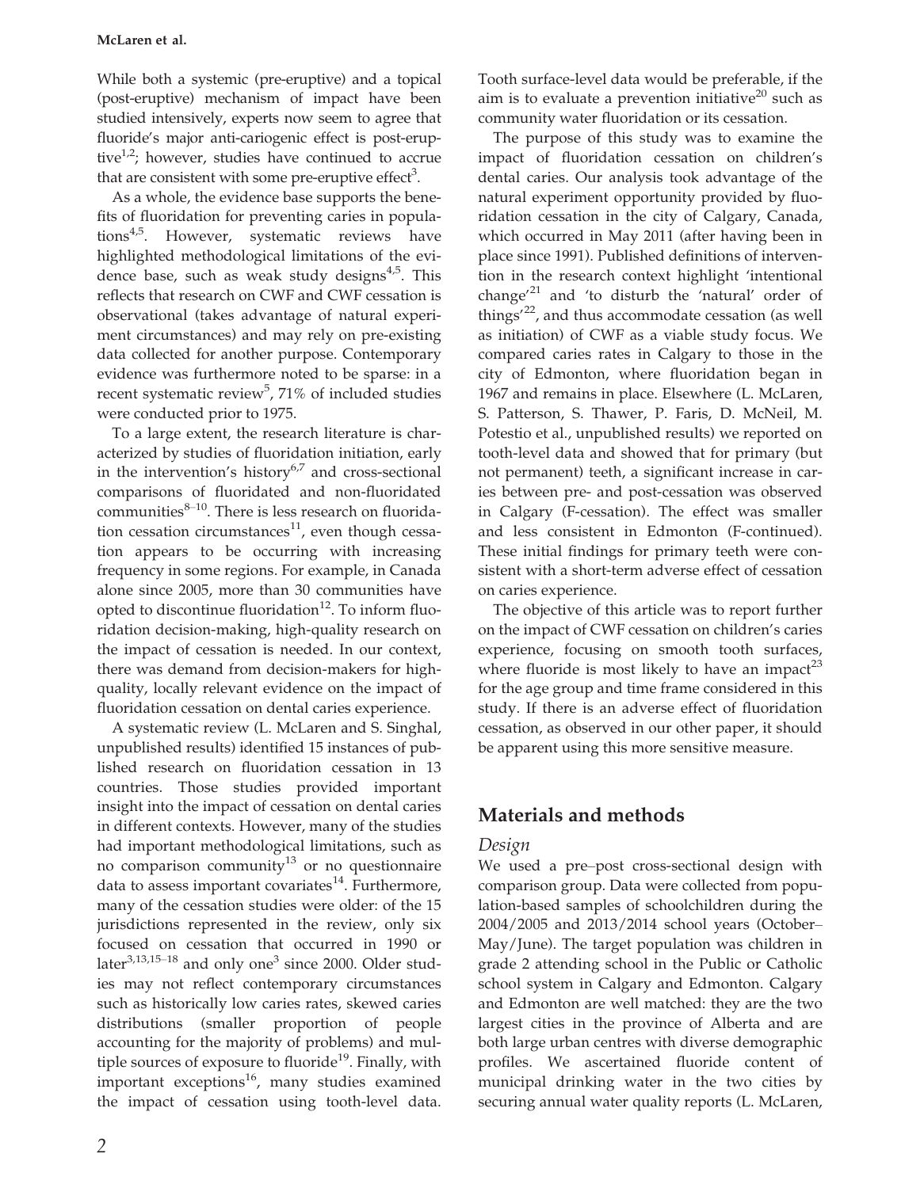While both a systemic (pre-eruptive) and a topical (post-eruptive) mechanism of impact have been studied intensively, experts now seem to agree that fluoride's major anti-cariogenic effect is post-eruptive[1,2]; however, studies have continued to accrue that are consistent with some pre-eruptive effect[3].

As a whole, the evidence base supports the benefits of fluoridation for preventing caries in populations[4,5]. However, systematic reviews have highlighted methodological limitations of the evidence base, such as weak study designs[4,5]. This reflects that research on CWF and CWF cessation is observational (takes advantage of natural experiment circumstances) and may rely on pre-existing data collected for another purpose. Contemporary evidence was furthermore noted to be sparse: in a recent systematic review[5], 71% of included studies were conducted prior to 1975.

To a large extent, the research literature is characterized by studies of fluoridation initiation, early in the intervention's history[6,7] and cross-sectional comparisons of fluoridated and non-fluoridated communities[8–10]. There is less research on fluoridation cessation circumstances[11], even though cessation appears to be occurring with increasing frequency in some regions. For example, in Canada alone since 2005, more than 30 communities have opted to discontinue fluoridation[12]. To inform fluoridation decision-making, high-quality research on the impact of cessation is needed. In our context, there was demand from decision-makers for high-quality, locally relevant evidence on the impact of fluoridation cessation on dental caries experience.

A systematic review (L. McLaren and S. Singhal, unpublished results) identified 15 instances of published research on fluoridation cessation in 13 countries. Those studies provided important insight into the impact of cessation on dental caries in different contexts. However, many of the studies had important methodological limitations, such as no comparison community[13] or no questionnaire data to assess important covariates[14]. Furthermore, many of the cessation studies were older: of the 15 jurisdictions represented in the review, only six focused on cessation that occurred in 1990 or later[3,13,15–18] and only one[3] since 2000. Older studies may not reflect contemporary circumstances such as historically low caries rates, skewed caries distributions (smaller proportion of people accounting for the majority of problems) and multiple sources of exposure to fluoride[19]. Finally, with important exceptions[16], many studies examined the impact of cessation using tooth-level data. Tooth surface-level data would be preferable, if the aim is to evaluate a prevention initiative[20] such as community water fluoridation or its cessation.

The purpose of this study was to examine the impact of fluoridation cessation on children's dental caries. Our analysis took advantage of the natural experiment opportunity provided by fluoridation cessation in the city of Calgary, Canada, which occurred in May 2011 (after having been in place since 1991). Published definitions of intervention in the research context highlight 'intentional change'[21] and 'to disturb the 'natural' order of things'[22], and thus accommodate cessation (as well as initiation) of CWF as a viable study focus. We compared caries rates in Calgary to those in the city of Edmonton, where fluoridation began in 1967 and remains in place. Elsewhere (L. McLaren, S. Patterson, S. Thawer, P. Faris, D. McNeil, M. Potestio et al., unpublished results) we reported on tooth-level data and showed that for primary (but not permanent) teeth, a significant increase in caries between pre- and post-cessation was observed in Calgary (F-cessation). The effect was smaller and less consistent in Edmonton (F-continued). These initial findings for primary teeth were consistent with a short-term adverse effect of cessation on caries experience.

The objective of this article was to report further on the impact of CWF cessation on children's caries experience, focusing on smooth tooth surfaces, where fluoride is most likely to have an impact[23] for the age group and time frame considered in this study. If there is an adverse effect of fluoridation cessation, as observed in our other paper, it should be apparent using this more sensitive measure.

## Materials and methods

### Design

We used a pre–post cross-sectional design with comparison group. Data were collected from population-based samples of schoolchildren during the 2004/2005 and 2013/2014 school years (October–May/June). The target population was children in grade 2 attending school in the Public or Catholic school system in Calgary and Edmonton. Calgary and Edmonton are well matched: they are the two largest cities in the province of Alberta and are both large urban centres with diverse demographic profiles. We ascertained fluoride content of municipal drinking water in the two cities by securing annual water quality reports (L. McLaren,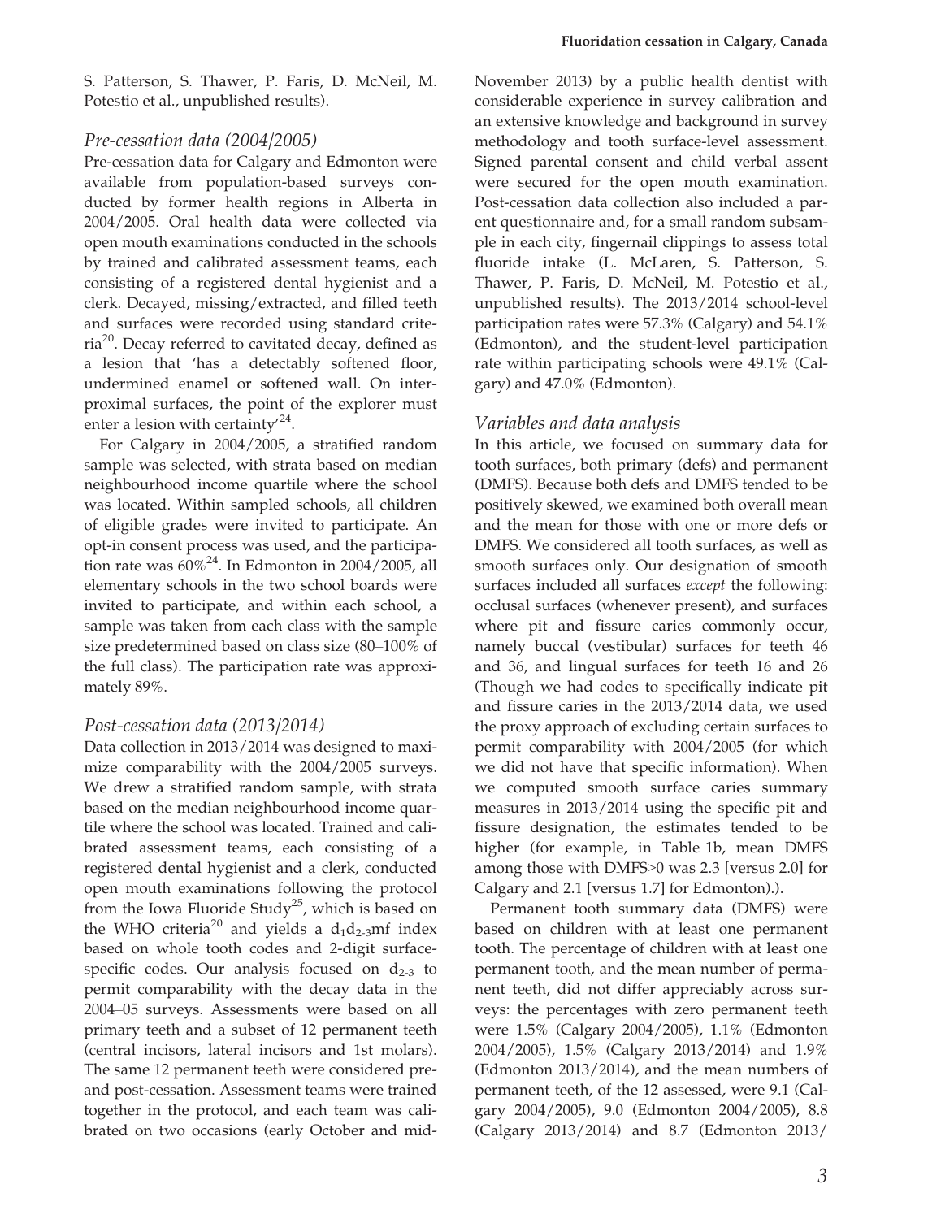S. Patterson, S. Thawer, P. Faris, D. McNeil, M. Potestio et al., unpublished results).

### Pre-cessation data (2004/2005)

Pre-cessation data for Calgary and Edmonton were available from population-based surveys conducted by former health regions in Alberta in 2004/2005. Oral health data were collected via open mouth examinations conducted in the schools by trained and calibrated assessment teams, each consisting of a registered dental hygienist and a clerk. Decayed, missing/extracted, and filled teeth and surfaces were recorded using standard criteria[20]. Decay referred to cavitated decay, defined as a lesion that 'has a detectably softened floor, undermined enamel or softened wall. On interproximal surfaces, the point of the explorer must enter a lesion with certainty'[24].

For Calgary in 2004/2005, a stratified random sample was selected, with strata based on median neighbourhood income quartile where the school was located. Within sampled schools, all children of eligible grades were invited to participate. An opt-in consent process was used, and the participation rate was 60%[24]. In Edmonton in 2004/2005, all elementary schools in the two school boards were invited to participate, and within each school, a sample was taken from each class with the sample size predetermined based on class size (80–100% of the full class). The participation rate was approximately 89%.

### Post-cessation data (2013/2014)

Data collection in 2013/2014 was designed to maximize comparability with the 2004/2005 surveys. We drew a stratified random sample, with strata based on the median neighbourhood income quartile where the school was located. Trained and calibrated assessment teams, each consisting of a registered dental hygienist and a clerk, conducted open mouth examinations following the protocol from the Iowa Fluoride Study[25], which is based on the WHO criteria[20] and yields a $d_1d_{2\text{-}3}mf$ index based on whole tooth codes and 2-digit surface-specific codes. Our analysis focused on $d_{2\text{-}3}$ to permit comparability with the decay data in the 2004–05 surveys. Assessments were based on all primary teeth and a subset of 12 permanent teeth (central incisors, lateral incisors and 1st molars). The same 12 permanent teeth were considered pre- and post-cessation. Assessment teams were trained together in the protocol, and each team was calibrated on two occasions (early October and mid-November 2013) by a public health dentist with considerable experience in survey calibration and an extensive knowledge and background in survey methodology and tooth surface-level assessment. Signed parental consent and child verbal assent were secured for the open mouth examination. Post-cessation data collection also included a parent questionnaire and, for a small random subsample in each city, fingernail clippings to assess total fluoride intake (L. McLaren, S. Patterson, S. Thawer, P. Faris, D. McNeil, M. Potestio et al., unpublished results). The 2013/2014 school-level participation rates were 57.3% (Calgary) and 54.1% (Edmonton), and the student-level participation rate within participating schools were 49.1% (Calgary) and 47.0% (Edmonton).

### Variables and data analysis

In this article, we focused on summary data for tooth surfaces, both primary (defs) and permanent (DMFS). Because both defs and DMFS tended to be positively skewed, we examined both overall mean and the mean for those with one or more defs or DMFS. We considered all tooth surfaces, as well as smooth surfaces only. Our designation of smooth surfaces included all surfaces *except* the following: occlusal surfaces (whenever present), and surfaces where pit and fissure caries commonly occur, namely buccal (vestibular) surfaces for teeth 46 and 36, and lingual surfaces for teeth 16 and 26 (Though we had codes to specifically indicate pit and fissure caries in the 2013/2014 data, we used the proxy approach of excluding certain surfaces to permit comparability with 2004/2005 (for which we did not have that specific information). When we computed smooth surface caries summary measures in 2013/2014 using the specific pit and fissure designation, the estimates tended to be higher (for example, in Table 1b, mean DMFS among those with DMFS>0 was 2.3 [versus 2.0] for Calgary and 2.1 [versus 1.7] for Edmonton).).

Permanent tooth summary data (DMFS) were based on children with at least one permanent tooth. The percentage of children with at least one permanent tooth, and the mean number of permanent teeth, did not differ appreciably across surveys: the percentages with zero permanent teeth were 1.5% (Calgary 2004/2005), 1.1% (Edmonton 2004/2005), 1.5% (Calgary 2013/2014) and 1.9% (Edmonton 2013/2014), and the mean numbers of permanent teeth, of the 12 assessed, were 9.1 (Calgary 2004/2005), 9.0 (Edmonton 2004/2005), 8.8 (Calgary 2013/2014) and 8.7 (Edmonton 2013/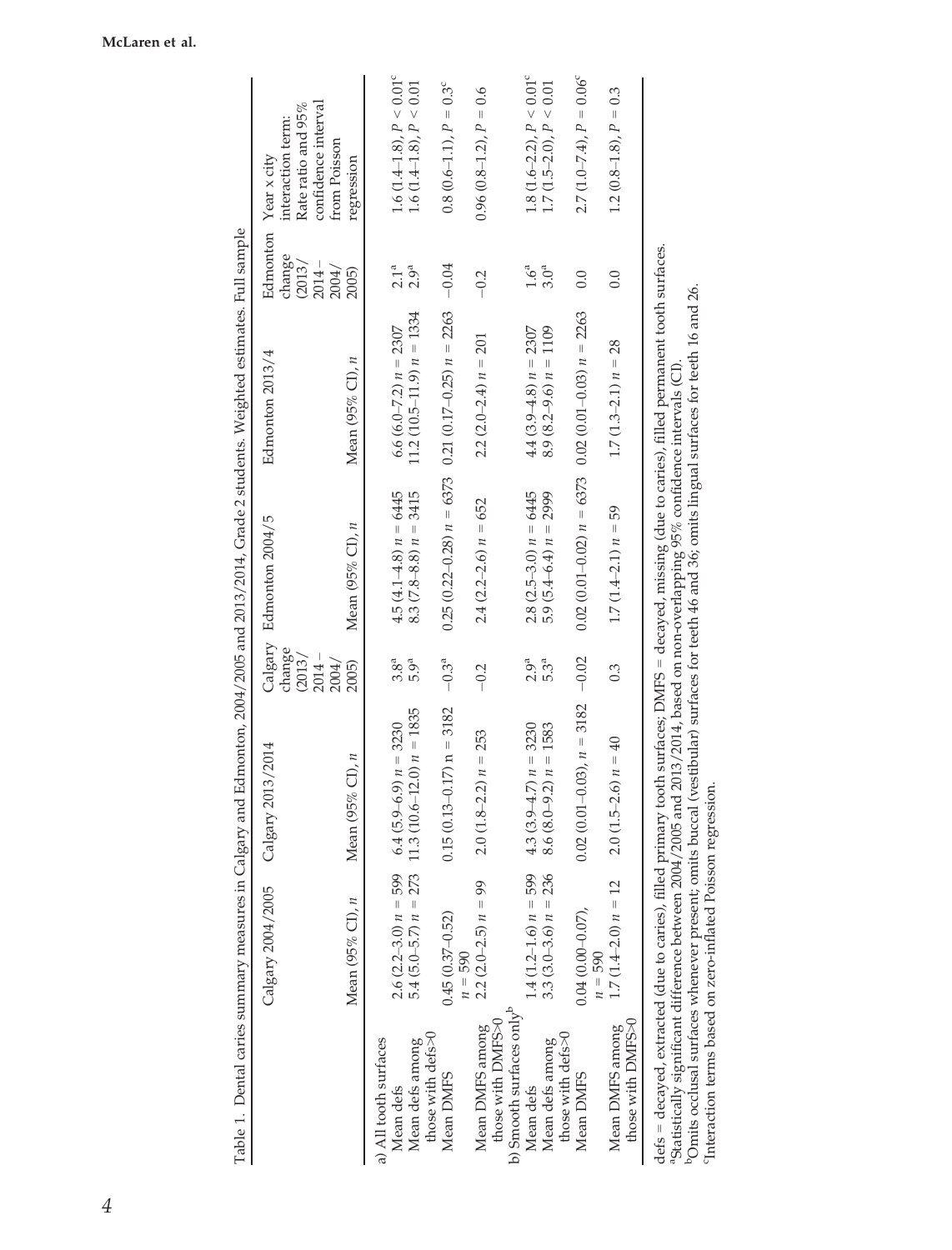Table 1. Dental caries summary measures in Calgary and Edmonton, 2004/2005 and 2013/2014, Grade 2 students. Weighted estimates. Full sample

| | Calgary 2004/2005 | Calgary 2013/2014 | Calgary change (2013/2014 – 2004/2005) | Edmonton 2004/5 | Edmonton 2013/4 | Edmonton change (2013/2014 – 2004/2005) | Year x city interaction term: Rate ratio and 95% confidence interval from Poisson regression |
|---|---|---|---|---|---|---|---|
| | Mean (95% CI), $n$ | Mean (95% CI), $n$ | | Mean (95% CI), $n$ | Mean (95% CI), $n$ | | |
| a) All tooth surfaces | | | | | | | |
| Mean defs | 2.6 (2.2–3.0) $n$ = 599 | 6.4 (5.9–6.9) $n$ = 3230 | 3.8[a] | 4.5 (4.1–4.8) $n$ = 6445 | 6.6 (6.0–7.2) $n$ = 2307 | 2.1[a] | 1.6 (1.4–1.8), $P$ < 0.01[c] |
| Mean defs among those with defs>0 | 5.4 (5.0–5.7) $n$ = 273 | 11.3 (10.6–12.0) $n$ = 1835 | 5.9[a] | 8.3 (7.8–8.8) $n$ = 3415 | 11.2 (10.5–11.9) $n$ = 1334 | 2.9[a] | 1.6 (1.4–1.8), $P$ < 0.01 |
| Mean DMFS | 0.45 (0.37–0.52) $n$ = 590 | 0.15 (0.13–0.17) n = 3182 | −0.3[a] | 0.25 (0.22–0.28) $n$ = 6373 | 0.21 (0.17–0.25) $n$ = 2263 | −0.04 | 0.8 (0.6–1.1), $P$ = 0.3[c] |
| Mean DMFS among those with DMFS>0 | 2.2 (2.0–2.5) $n$ = 99 | 2.0 (1.8–2.2) $n$ = 253 | −0.2 | 2.4 (2.2–2.6) $n$ = 652 | 2.2 (2.0–2.4) $n$ = 201 | −0.2 | 0.96 (0.8–1.2), $P$ = 0.6 |
| b) Smooth surfaces only[b] | | | | | | | |
| Mean defs | 1.4 (1.2–1.6) $n$ = 599 | 4.3 (3.9–4.7) $n$ = 3230 | 2.9[a] | 2.8 (2.5–3.0) $n$ = 6445 | 4.4 (3.9–4.8) $n$ = 2307 | 1.6[a] | 1.8 (1.6–2.2), $P$ < 0.01[c] |
| Mean defs among those with defs>0 | 3.3 (3.0–3.6) $n$ = 236 | 8.6 (8.0–9.2) $n$ = 1583 | 5.3[a] | 5.9 (5.4–6.4) $n$ = 2999 | 8.9 (8.2–9.6) $n$ = 1109 | 3.0[a] | 1.7 (1.5–2.0), $P$ < 0.01 |
| Mean DMFS | 0.04 (0.00–0.07), $n$ = 590 | 0.02 (0.01–0.03), $n$ = 3182 | −0.02 | 0.02 (0.01–0.02) $n$ = 6373 | 0.02 (0.01–0.03) $n$ = 2263 | 0.0 | 2.7 (1.0–7.4), $P$ = 0.06[c] |
| Mean DMFS among those with DMFS>0 | 1.7 (1.4–2.0) $n$ = 12 | 2.0 (1.5–2.6) $n$ = 40 | 0.3 | 1.7 (1.4–2.1) $n$ = 59 | 1.7 (1.3–2.1) $n$ = 28 | 0.0 | 1.2 (0.8–1.8), $P$ = 0.3 |

defs = decayed, extracted (due to caries), filled primary tooth surfaces; DMFS = decayed, missing (due to caries), filled permanent tooth surfaces.
[a]Statistically significant difference between 2004/2005 and 2013/2014, based on non-overlapping 95% confidence intervals (CI).
[b]Omits occlusal surfaces whenever present; omits buccal (vestibular) surfaces for teeth 46 and 36; omits lingual surfaces for teeth 16 and 26.
[c]Interaction terms based on zero-inflated Poisson regression.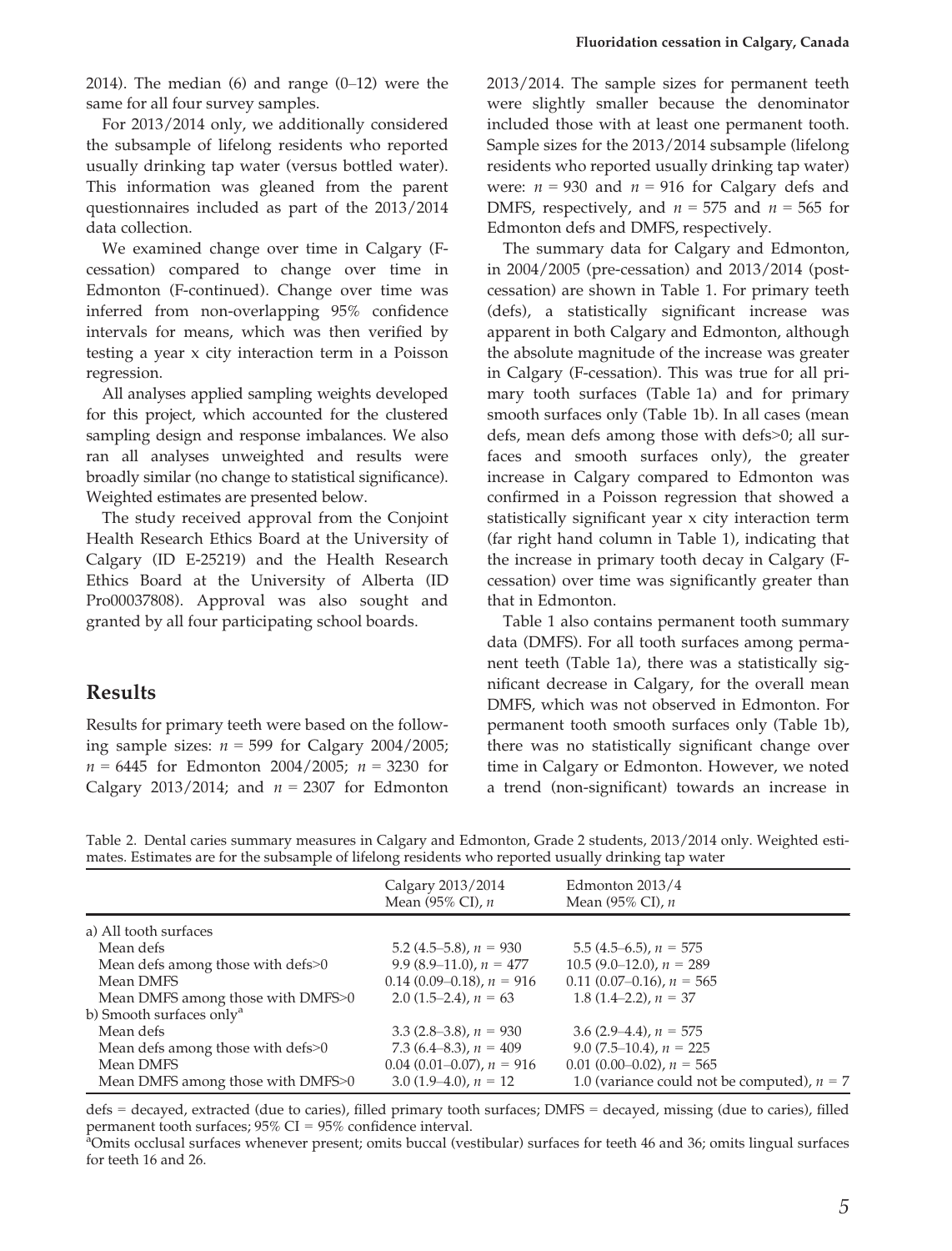2014). The median (6) and range (0–12) were the same for all four survey samples.

For 2013/2014 only, we additionally considered the subsample of lifelong residents who reported usually drinking tap water (versus bottled water). This information was gleaned from the parent questionnaires included as part of the 2013/2014 data collection.

We examined change over time in Calgary (F-cessation) compared to change over time in Edmonton (F-continued). Change over time was inferred from non-overlapping 95% confidence intervals for means, which was then verified by testing a year x city interaction term in a Poisson regression.

All analyses applied sampling weights developed for this project, which accounted for the clustered sampling design and response imbalances. We also ran all analyses unweighted and results were broadly similar (no change to statistical significance). Weighted estimates are presented below.

The study received approval from the Conjoint Health Research Ethics Board at the University of Calgary (ID E-25219) and the Health Research Ethics Board at the University of Alberta (ID Pro00037808). Approval was also sought and granted by all four participating school boards.

## Results

Results for primary teeth were based on the following sample sizes: $n = 599$ for Calgary 2004/2005; $n = 6445$ for Edmonton 2004/2005; $n = 3230$ for Calgary 2013/2014; and $n = 2307$ for Edmonton 2013/2014. The sample sizes for permanent teeth were slightly smaller because the denominator included those with at least one permanent tooth. Sample sizes for the 2013/2014 subsample (lifelong residents who reported usually drinking tap water) were: $n = 930$ and $n = 916$ for Calgary defs and DMFS, respectively, and $n = 575$ and $n = 565$ for Edmonton defs and DMFS, respectively.

The summary data for Calgary and Edmonton, in 2004/2005 (pre-cessation) and 2013/2014 (post-cessation) are shown in Table 1. For primary teeth (defs), a statistically significant increase was apparent in both Calgary and Edmonton, although the absolute magnitude of the increase was greater in Calgary (F-cessation). This was true for all primary tooth surfaces (Table 1a) and for primary smooth surfaces only (Table 1b). In all cases (mean defs, mean defs among those with defs>0; all surfaces and smooth surfaces only), the greater increase in Calgary compared to Edmonton was confirmed in a Poisson regression that showed a statistically significant year x city interaction term (far right hand column in Table 1), indicating that the increase in primary tooth decay in Calgary (F-cessation) over time was significantly greater than that in Edmonton.

Table 1 also contains permanent tooth summary data (DMFS). For all tooth surfaces among permanent teeth (Table 1a), there was a statistically significant decrease in Calgary, for the overall mean DMFS, which was not observed in Edmonton. For permanent tooth smooth surfaces only (Table 1b), there was no statistically significant change over time in Calgary or Edmonton. However, we noted a trend (non-significant) towards an increase in

Table 2. Dental caries summary measures in Calgary and Edmonton, Grade 2 students, 2013/2014 only. Weighted estimates. Estimates are for the subsample of lifelong residents who reported usually drinking tap water

| | Calgary 2013/2014 Mean (95% CI), $n$ | Edmonton 2013/4 Mean (95% CI), $n$ |
|---|---|---|
| a) All tooth surfaces | | |
| Mean defs | 5.2 (4.5–5.8), $n = 930$ | 5.5 (4.5–6.5), $n = 575$ |
| Mean defs among those with defs>0 | 9.9 (8.9–11.0), $n = 477$ | 10.5 (9.0–12.0), $n = 289$ |
| Mean DMFS | 0.14 (0.09–0.18), $n = 916$ | 0.11 (0.07–0.16), $n = 565$ |
| Mean DMFS among those with DMFS>0 | 2.0 (1.5–2.4), $n = 63$ | 1.8 (1.4–2.2), $n = 37$ |
| b) Smooth surfaces only[a] | | |
| Mean defs | 3.3 (2.8–3.8), $n = 930$ | 3.6 (2.9–4.4), $n = 575$ |
| Mean defs among those with defs>0 | 7.3 (6.4–8.3), $n = 409$ | 9.0 (7.5–10.4), $n = 225$ |
| Mean DMFS | 0.04 (0.01–0.07), $n = 916$ | 0.01 (0.00–0.02), $n = 565$ |
| Mean DMFS among those with DMFS>0 | 3.0 (1.9–4.0), $n = 12$ | 1.0 (variance could not be computed), $n = 7$ |

defs = decayed, extracted (due to caries), filled primary tooth surfaces; DMFS = decayed, missing (due to caries), filled permanent tooth surfaces; 95% CI = 95% confidence interval.

[a]Omits occlusal surfaces whenever present; omits buccal (vestibular) surfaces for teeth 46 and 36; omits lingual surfaces for teeth 16 and 26.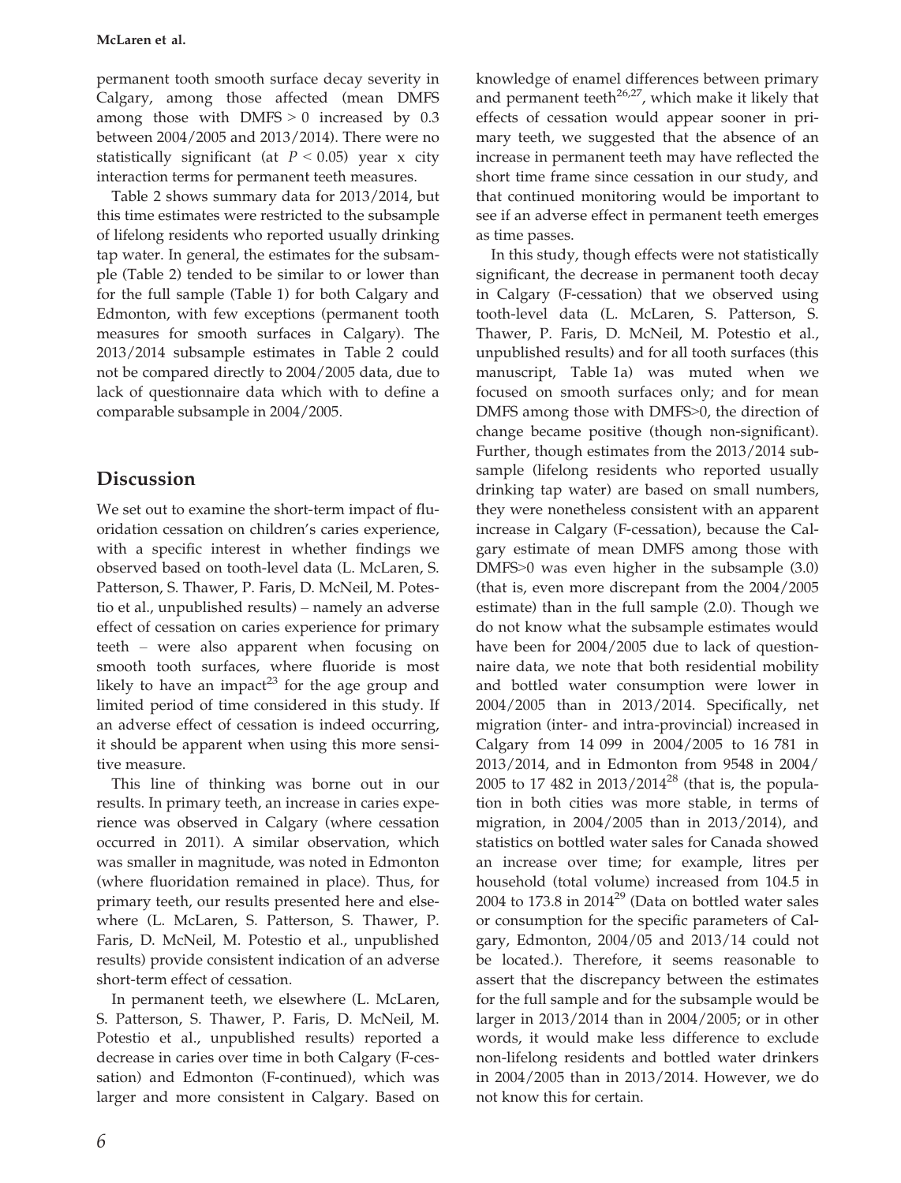permanent tooth smooth surface decay severity in Calgary, among those affected (mean DMFS among those with DMFS > 0 increased by 0.3 between 2004/2005 and 2013/2014). There were no statistically significant (at $P < 0.05$) year x city interaction terms for permanent teeth measures.

Table 2 shows summary data for 2013/2014, but this time estimates were restricted to the subsample of lifelong residents who reported usually drinking tap water. In general, the estimates for the subsample (Table 2) tended to be similar to or lower than for the full sample (Table 1) for both Calgary and Edmonton, with few exceptions (permanent tooth measures for smooth surfaces in Calgary). The 2013/2014 subsample estimates in Table 2 could not be compared directly to 2004/2005 data, due to lack of questionnaire data which with to define a comparable subsample in 2004/2005.

## Discussion

We set out to examine the short-term impact of fluoridation cessation on children's caries experience, with a specific interest in whether findings we observed based on tooth-level data (L. McLaren, S. Patterson, S. Thawer, P. Faris, D. McNeil, M. Potestio et al., unpublished results) – namely an adverse effect of cessation on caries experience for primary teeth – were also apparent when focusing on smooth tooth surfaces, where fluoride is most likely to have an impact[23] for the age group and limited period of time considered in this study. If an adverse effect of cessation is indeed occurring, it should be apparent when using this more sensitive measure.

This line of thinking was borne out in our results. In primary teeth, an increase in caries experience was observed in Calgary (where cessation occurred in 2011). A similar observation, which was smaller in magnitude, was noted in Edmonton (where fluoridation remained in place). Thus, for primary teeth, our results presented here and elsewhere (L. McLaren, S. Patterson, S. Thawer, P. Faris, D. McNeil, M. Potestio et al., unpublished results) provide consistent indication of an adverse short-term effect of cessation.

In permanent teeth, we elsewhere (L. McLaren, S. Patterson, S. Thawer, P. Faris, D. McNeil, M. Potestio et al., unpublished results) reported a decrease in caries over time in both Calgary (F-cessation) and Edmonton (F-continued), which was larger and more consistent in Calgary. Based on knowledge of enamel differences between primary and permanent teeth[26,27], which make it likely that effects of cessation would appear sooner in primary teeth, we suggested that the absence of an increase in permanent teeth may have reflected the short time frame since cessation in our study, and that continued monitoring would be important to see if an adverse effect in permanent teeth emerges as time passes.

In this study, though effects were not statistically significant, the decrease in permanent tooth decay in Calgary (F-cessation) that we observed using tooth-level data (L. McLaren, S. Patterson, S. Thawer, P. Faris, D. McNeil, M. Potestio et al., unpublished results) and for all tooth surfaces (this manuscript, Table 1a) was muted when we focused on smooth surfaces only; and for mean DMFS among those with DMFS>0, the direction of change became positive (though non-significant). Further, though estimates from the 2013/2014 subsample (lifelong residents who reported usually drinking tap water) are based on small numbers, they were nonetheless consistent with an apparent increase in Calgary (F-cessation), because the Calgary estimate of mean DMFS among those with DMFS>0 was even higher in the subsample (3.0) (that is, even more discrepant from the 2004/2005 estimate) than in the full sample (2.0). Though we do not know what the subsample estimates would have been for 2004/2005 due to lack of questionnaire data, we note that both residential mobility and bottled water consumption were lower in 2004/2005 than in 2013/2014. Specifically, net migration (inter- and intra-provincial) increased in Calgary from 14 099 in 2004/2005 to 16 781 in 2013/2014, and in Edmonton from 9548 in 2004/2005 to 17 482 in 2013/2014[28] (that is, the population in both cities was more stable, in terms of migration, in 2004/2005 than in 2013/2014), and statistics on bottled water sales for Canada showed an increase over time; for example, litres per household (total volume) increased from 104.5 in 2004 to 173.8 in 2014[29] (Data on bottled water sales or consumption for the specific parameters of Calgary, Edmonton, 2004/05 and 2013/14 could not be located.). Therefore, it seems reasonable to assert that the discrepancy between the estimates for the full sample and for the subsample would be larger in 2013/2014 than in 2004/2005; or in other words, it would make less difference to exclude non-lifelong residents and bottled water drinkers in 2004/2005 than in 2013/2014. However, we do not know this for certain.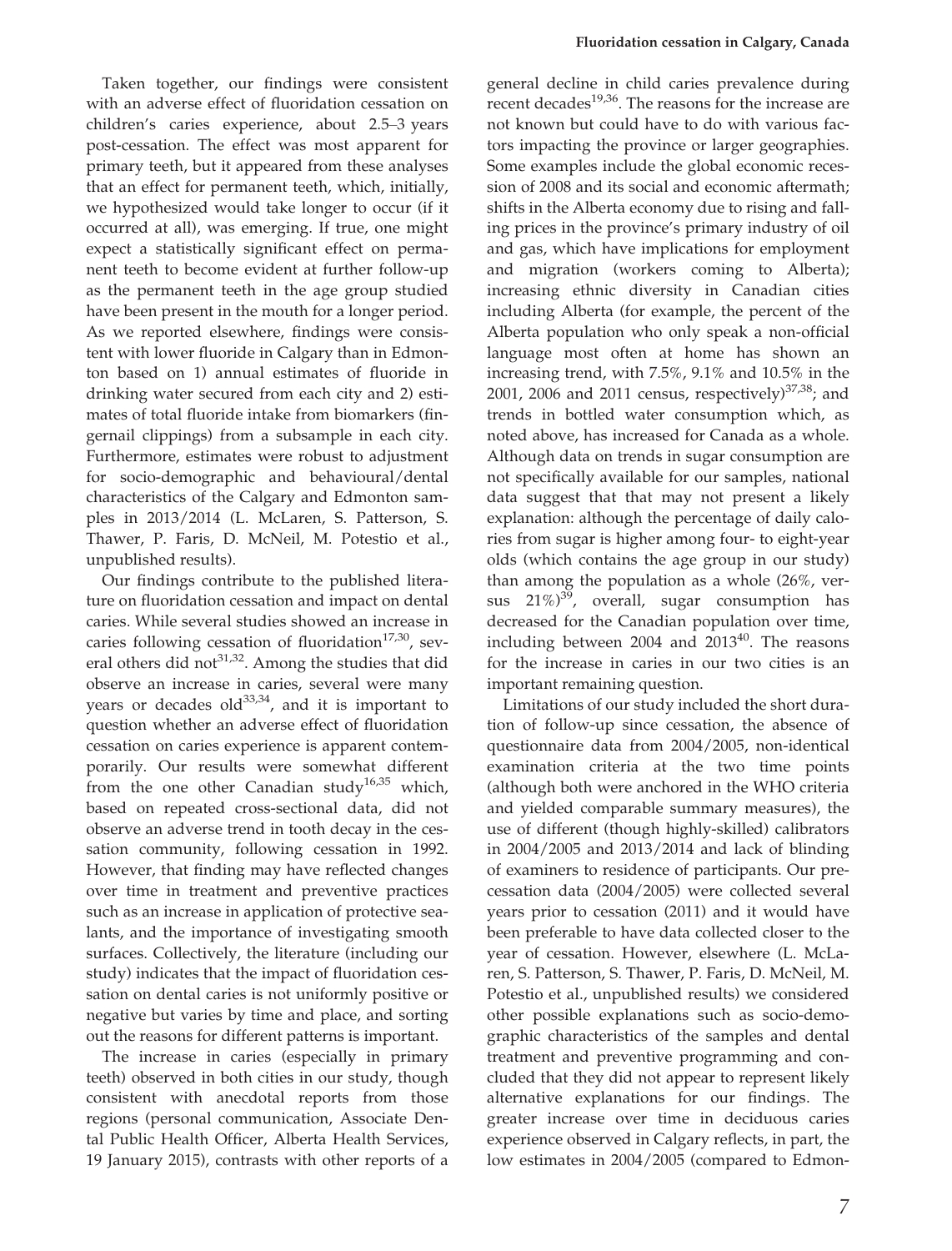Taken together, our findings were consistent with an adverse effect of fluoridation cessation on children's caries experience, about 2.5–3 years post-cessation. The effect was most apparent for primary teeth, but it appeared from these analyses that an effect for permanent teeth, which, initially, we hypothesized would take longer to occur (if it occurred at all), was emerging. If true, one might expect a statistically significant effect on permanent teeth to become evident at further follow-up as the permanent teeth in the age group studied have been present in the mouth for a longer period. As we reported elsewhere, findings were consistent with lower fluoride in Calgary than in Edmonton based on 1) annual estimates of fluoride in drinking water secured from each city and 2) estimates of total fluoride intake from biomarkers (fingernail clippings) from a subsample in each city. Furthermore, estimates were robust to adjustment for socio-demographic and behavioural/dental characteristics of the Calgary and Edmonton samples in 2013/2014 (L. McLaren, S. Patterson, S. Thawer, P. Faris, D. McNeil, M. Potestio et al., unpublished results).

Our findings contribute to the published literature on fluoridation cessation and impact on dental caries. While several studies showed an increase in caries following cessation of fluoridation[17,30], several others did not[31,32]. Among the studies that did observe an increase in caries, several were many years or decades old[33,34], and it is important to question whether an adverse effect of fluoridation cessation on caries experience is apparent contemporarily. Our results were somewhat different from the one other Canadian study[16,35] which, based on repeated cross-sectional data, did not observe an adverse trend in tooth decay in the cessation community, following cessation in 1992. However, that finding may have reflected changes over time in treatment and preventive practices such as an increase in application of protective sealants, and the importance of investigating smooth surfaces. Collectively, the literature (including our study) indicates that the impact of fluoridation cessation on dental caries is not uniformly positive or negative but varies by time and place, and sorting out the reasons for different patterns is important.

The increase in caries (especially in primary teeth) observed in both cities in our study, though consistent with anecdotal reports from those regions (personal communication, Associate Dental Public Health Officer, Alberta Health Services, 19 January 2015), contrasts with other reports of a general decline in child caries prevalence during recent decades[19,36]. The reasons for the increase are not known but could have to do with various factors impacting the province or larger geographies. Some examples include the global economic recession of 2008 and its social and economic aftermath; shifts in the Alberta economy due to rising and falling prices in the province's primary industry of oil and gas, which have implications for employment and migration (workers coming to Alberta); increasing ethnic diversity in Canadian cities including Alberta (for example, the percent of the Alberta population who only speak a non-official language most often at home has shown an increasing trend, with 7.5%, 9.1% and 10.5% in the 2001, 2006 and 2011 census, respectively)[37,38]; and trends in bottled water consumption which, as noted above, has increased for Canada as a whole. Although data on trends in sugar consumption are not specifically available for our samples, national data suggest that that may not present a likely explanation: although the percentage of daily calories from sugar is higher among four- to eight-year olds (which contains the age group in our study) than among the population as a whole (26%, versus 21%)[39], overall, sugar consumption has decreased for the Canadian population over time, including between 2004 and 2013[40]. The reasons for the increase in caries in our two cities is an important remaining question.

Limitations of our study included the short duration of follow-up since cessation, the absence of questionnaire data from 2004/2005, non-identical examination criteria at the two time points (although both were anchored in the WHO criteria and yielded comparable summary measures), the use of different (though highly-skilled) calibrators in 2004/2005 and 2013/2014 and lack of blinding of examiners to residence of participants. Our pre-cessation data (2004/2005) were collected several years prior to cessation (2011) and it would have been preferable to have data collected closer to the year of cessation. However, elsewhere (L. McLaren, S. Patterson, S. Thawer, P. Faris, D. McNeil, M. Potestio et al., unpublished results) we considered other possible explanations such as socio-demographic characteristics of the samples and dental treatment and preventive programming and concluded that they did not appear to represent likely alternative explanations for our findings. The greater increase over time in deciduous caries experience observed in Calgary reflects, in part, the low estimates in 2004/2005 (compared to Edmon-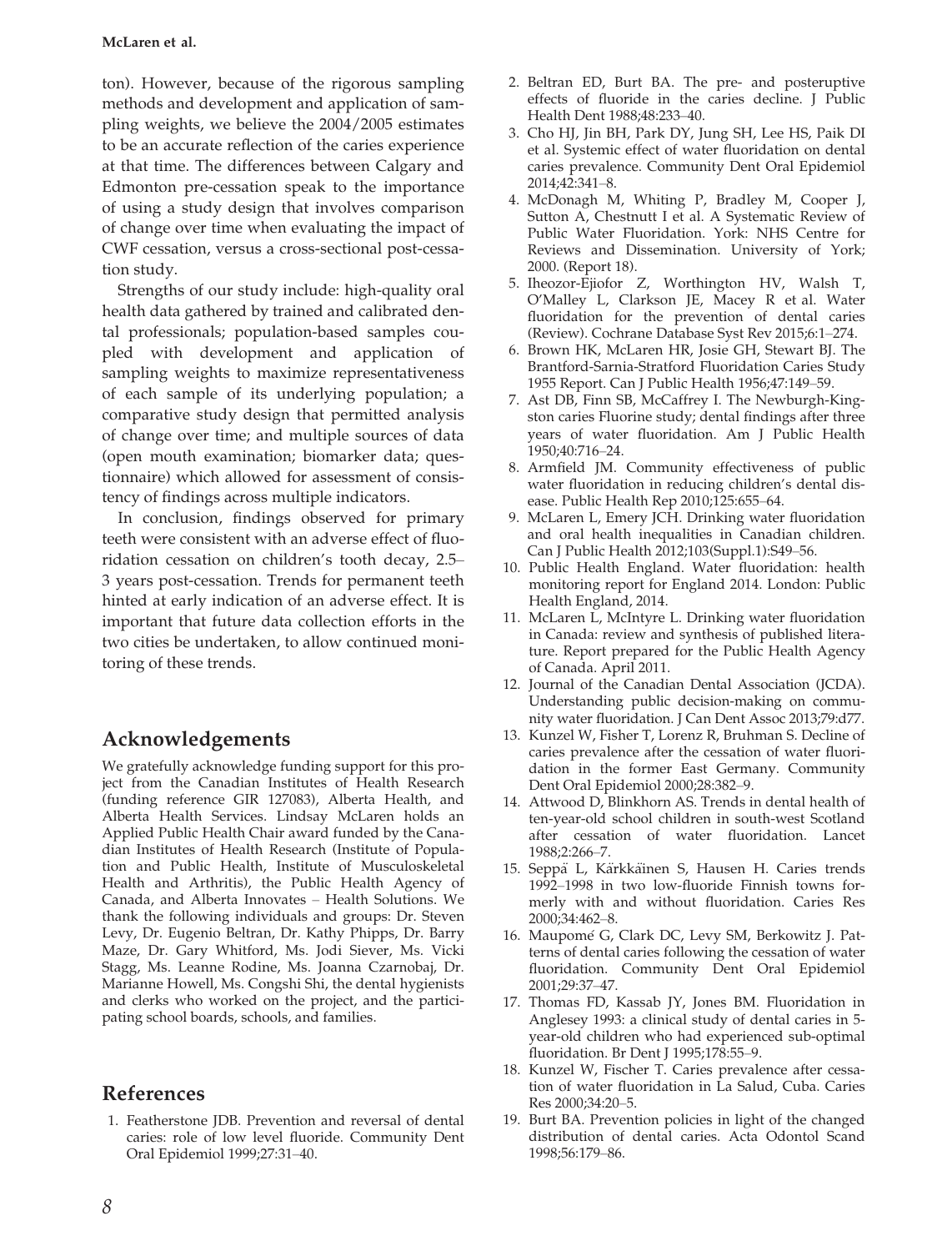ton). However, because of the rigorous sampling methods and development and application of sampling weights, we believe the 2004/2005 estimates to be an accurate reflection of the caries experience at that time. The differences between Calgary and Edmonton pre-cessation speak to the importance of using a study design that involves comparison of change over time when evaluating the impact of CWF cessation, versus a cross-sectional post-cessation study.

Strengths of our study include: high-quality oral health data gathered by trained and calibrated dental professionals; population-based samples coupled with development and application of sampling weights to maximize representativeness of each sample of its underlying population; a comparative study design that permitted analysis of change over time; and multiple sources of data (open mouth examination; biomarker data; questionnaire) which allowed for assessment of consistency of findings across multiple indicators.

In conclusion, findings observed for primary teeth were consistent with an adverse effect of fluoridation cessation on children's tooth decay, 2.5–3 years post-cessation. Trends for permanent teeth hinted at early indication of an adverse effect. It is important that future data collection efforts in the two cities be undertaken, to allow continued monitoring of these trends.

## Acknowledgements

We gratefully acknowledge funding support for this project from the Canadian Institutes of Health Research (funding reference GIR 127083), Alberta Health, and Alberta Health Services. Lindsay McLaren holds an Applied Public Health Chair award funded by the Canadian Institutes of Health Research (Institute of Population and Public Health, Institute of Musculoskeletal Health and Arthritis), the Public Health Agency of Canada, and Alberta Innovates – Health Solutions. We thank the following individuals and groups: Dr. Steven Levy, Dr. Eugenio Beltran, Dr. Kathy Phipps, Dr. Barry Maze, Dr. Gary Whitford, Ms. Jodi Siever, Ms. Vicki Stagg, Ms. Leanne Rodine, Ms. Joanna Czarnobaj, Dr. Marianne Howell, Ms. Congshi Shi, the dental hygienists and clerks who worked on the project, and the participating school boards, schools, and families.

## References

1. Featherstone JDB. Prevention and reversal of dental caries: role of low level fluoride. Community Dent Oral Epidemiol 1999;27:31–40.
2. Beltran ED, Burt BA. The pre- and posteruptive effects of fluoride in the caries decline. J Public Health Dent 1988;48:233–40.
3. Cho HJ, Jin BH, Park DY, Jung SH, Lee HS, Paik DI et al. Systemic effect of water fluoridation on dental caries prevalence. Community Dent Oral Epidemiol 2014;42:341–8.
4. McDonagh M, Whiting P, Bradley M, Cooper J, Sutton A, Chestnutt I et al. A Systematic Review of Public Water Fluoridation. York: NHS Centre for Reviews and Dissemination. University of York; 2000. (Report 18).
5. Iheozor-Ejiofor Z, Worthington HV, Walsh T, O'Malley L, Clarkson JE, Macey R et al. Water fluoridation for the prevention of dental caries (Review). Cochrane Database Syst Rev 2015;6:1–274.
6. Brown HK, McLaren HR, Josie GH, Stewart BJ. The Brantford-Sarnia-Stratford Fluoridation Caries Study 1955 Report. Can J Public Health 1956;47:149–59.
7. Ast DB, Finn SB, McCaffrey I. The Newburgh-Kingston caries Fluorine study; dental findings after three years of water fluoridation. Am J Public Health 1950;40:716–24.
8. Armfield JM. Community effectiveness of public water fluoridation in reducing children's dental disease. Public Health Rep 2010;125:655–64.
9. McLaren L, Emery JCH. Drinking water fluoridation and oral health inequalities in Canadian children. Can J Public Health 2012;103(Suppl.1):S49–56.
10. Public Health England. Water fluoridation: health monitoring report for England 2014. London: Public Health England, 2014.
11. McLaren L, McIntyre L. Drinking water fluoridation in Canada: review and synthesis of published literature. Report prepared for the Public Health Agency of Canada. April 2011.
12. Journal of the Canadian Dental Association (JCDA). Understanding public decision-making on community water fluoridation. J Can Dent Assoc 2013;79:d77.
13. Kunzel W, Fisher T, Lorenz R, Bruhman S. Decline of caries prevalence after the cessation of water fluoridation in the former East Germany. Community Dent Oral Epidemiol 2000;28:382–9.
14. Attwood D, Blinkhorn AS. Trends in dental health of ten-year-old school children in south-west Scotland after cessation of water fluoridation. Lancet 1988;2:266–7.
15. Seppä L, Kärkkäinen S, Hausen H. Caries trends 1992–1998 in two low-fluoride Finnish towns formerly with and without fluoridation. Caries Res 2000;34:462–8.
16. Maupomé G, Clark DC, Levy SM, Berkowitz J. Patterns of dental caries following the cessation of water fluoridation. Community Dent Oral Epidemiol 2001;29:37–47.
17. Thomas FD, Kassab JY, Jones BM. Fluoridation in Anglesey 1993: a clinical study of dental caries in 5-year-old children who had experienced sub-optimal fluoridation. Br Dent J 1995;178:55–9.
18. Kunzel W, Fischer T. Caries prevalence after cessation of water fluoridation in La Salud, Cuba. Caries Res 2000;34:20–5.
19. Burt BA. Prevention policies in light of the changed distribution of dental caries. Acta Odontol Scand 1998;56:179–86.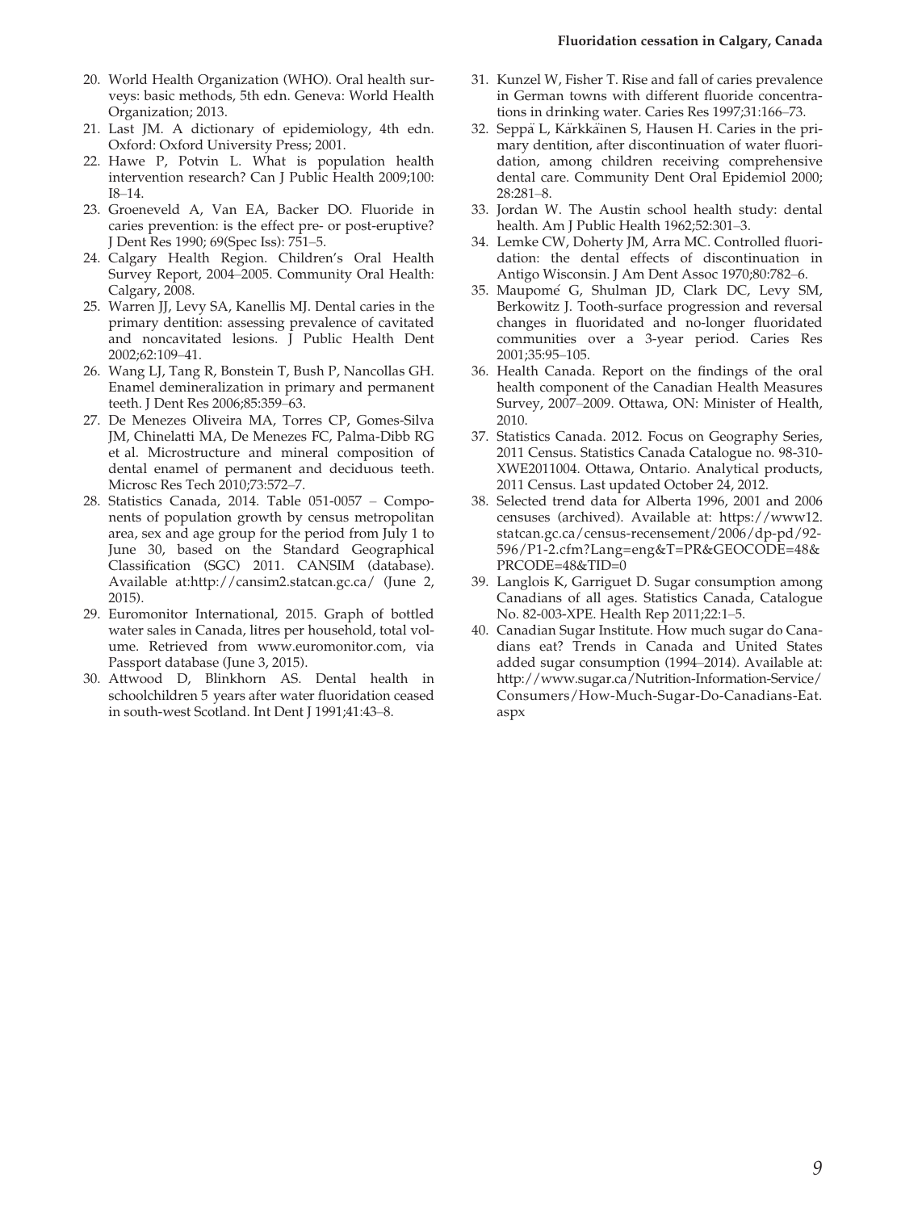20. World Health Organization (WHO). Oral health surveys: basic methods, 5th edn. Geneva: World Health Organization; 2013.
21. Last JM. A dictionary of epidemiology, 4th edn. Oxford: Oxford University Press; 2001.
22. Hawe P, Potvin L. What is population health intervention research? Can J Public Health 2009;100: I8–14.
23. Groeneveld A, Van EA, Backer DO. Fluoride in caries prevention: is the effect pre- or post-eruptive? J Dent Res 1990; 69(Spec Iss): 751–5.
24. Calgary Health Region. Children's Oral Health Survey Report, 2004–2005. Community Oral Health: Calgary, 2008.
25. Warren JJ, Levy SA, Kanellis MJ. Dental caries in the primary dentition: assessing prevalence of cavitated and noncavitated lesions. J Public Health Dent 2002;62:109–41.
26. Wang LJ, Tang R, Bonstein T, Bush P, Nancollas GH. Enamel demineralization in primary and permanent teeth. J Dent Res 2006;85:359–63.
27. De Menezes Oliveira MA, Torres CP, Gomes-Silva JM, Chinelatti MA, De Menezes FC, Palma-Dibb RG et al. Microstructure and mineral composition of dental enamel of permanent and deciduous teeth. Microsc Res Tech 2010;73:572–7.
28. Statistics Canada, 2014. Table 051-0057 – Components of population growth by census metropolitan area, sex and age group for the period from July 1 to June 30, based on the Standard Geographical Classification (SGC) 2011. CANSIM (database). Available at:http://cansim2.statcan.gc.ca/ (June 2, 2015).
29. Euromonitor International, 2015. Graph of bottled water sales in Canada, litres per household, total volume. Retrieved from www.euromonitor.com, via Passport database (June 3, 2015).
30. Attwood D, Blinkhorn AS. Dental health in schoolchildren 5 years after water fluoridation ceased in south-west Scotland. Int Dent J 1991;41:43–8.
31. Kunzel W, Fisher T. Rise and fall of caries prevalence in German towns with different fluoride concentrations in drinking water. Caries Res 1997;31:166–73.
32. Seppä L, Kärkkäinen S, Hausen H. Caries in the primary dentition, after discontinuation of water fluoridation, among children receiving comprehensive dental care. Community Dent Oral Epidemiol 2000; 28:281–8.
33. Jordan W. The Austin school health study: dental health. Am J Public Health 1962;52:301–3.
34. Lemke CW, Doherty JM, Arra MC. Controlled fluoridation: the dental effects of discontinuation in Antigo Wisconsin. J Am Dent Assoc 1970;80:782–6.
35. Maupomé G, Shulman JD, Clark DC, Levy SM, Berkowitz J. Tooth-surface progression and reversal changes in fluoridated and no-longer fluoridated communities over a 3-year period. Caries Res 2001;35:95–105.
36. Health Canada. Report on the findings of the oral health component of the Canadian Health Measures Survey, 2007–2009. Ottawa, ON: Minister of Health, 2010.
37. Statistics Canada. 2012. Focus on Geography Series, 2011 Census. Statistics Canada Catalogue no. 98-310-XWE2011004. Ottawa, Ontario. Analytical products, 2011 Census. Last updated October 24, 2012.
38. Selected trend data for Alberta 1996, 2001 and 2006 censuses (archived). Available at: https://www12.statcan.gc.ca/census-recensement/2006/dp-pd/92-596/P1-2.cfm?Lang=eng&T=PR&GEOCODE=48&PRCODE=48&TID=0
39. Langlois K, Garriguet D. Sugar consumption among Canadians of all ages. Statistics Canada, Catalogue No. 82-003-XPE. Health Rep 2011;22:1–5.
40. Canadian Sugar Institute. How much sugar do Canadians eat? Trends in Canada and United States added sugar consumption (1994–2014). Available at: http://www.sugar.ca/Nutrition-Information-Service/Consumers/How-Much-Sugar-Do-Canadians-Eat.aspx